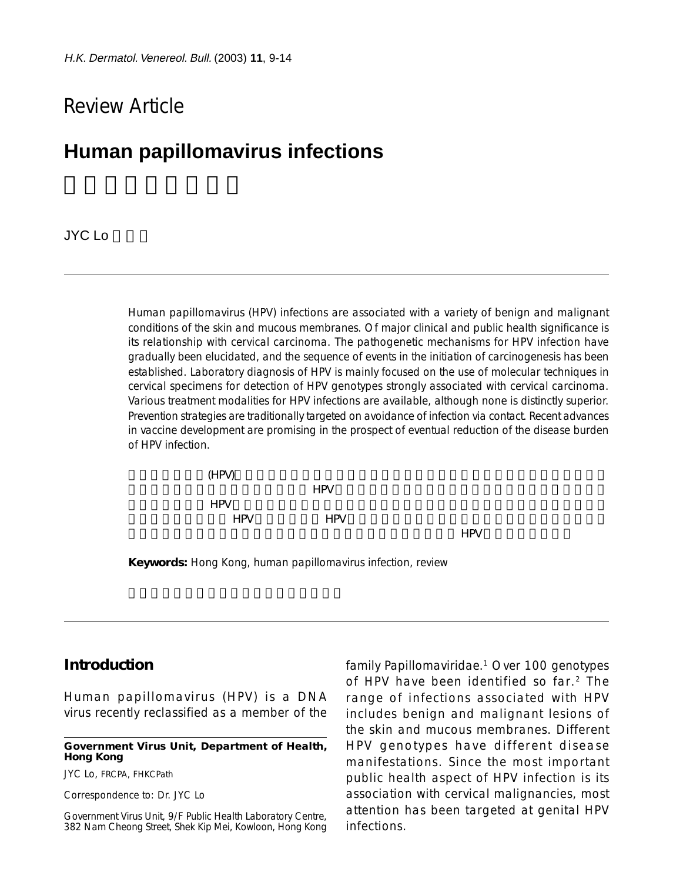## Review Article

# Human papillomavirus infections

JYC Lo

Human papillomavirus (HPV) infections are associated with a variety of benign and malignant conditions of the skin and mucous membranes. Of major clinical and public health significance is its relationship with cervical carcinoma. The pathogenetic mechanisms for HPV infection have gradually been elucidated, and the sequence of events in the initiation of carcinogenesis has been established. Laboratory diagnosis of HPV is mainly focused on the use of molecular techniques in cervical specimens for detection of HPV genotypes strongly associated with cervical carcinoma. Various treatment modalities for HPV infections are available, although none is distinctly superior. Prevention strategies are traditionally targeted on avoidance of infection via contact. Recent advances in vaccine development are promising in the prospect of eventual reduction of the disease burden of HPV infection.

**Keywords:** Hong Kong, human papillomavirus infection, review

## Introduction

Human papillomavirus (HPV) is a DNA virus recently reclassified as a member of the family Papillomaviridae.[1] Over 100 genotypes of HPV have been identified so far.[2] The range of infections associated with HPV includes benign and malignant lesions of the skin and mucous membranes. Different HPV genotypes have different disease manifestations. Since the most important public health aspect of HPV infection is its association with cervical malignancies, most attention has been targeted at genital HPV infections.

**Government Virus Unit, Department of Health, Hong Kong**

JYC Lo, FRCPA, FHKCPath

Correspondence to: Dr. JYC Lo

Government Virus Unit, 9/F Public Health Laboratory Centre, 382 Nam Cheong Street, Shek Kip Mei, Kowloon, Hong Kong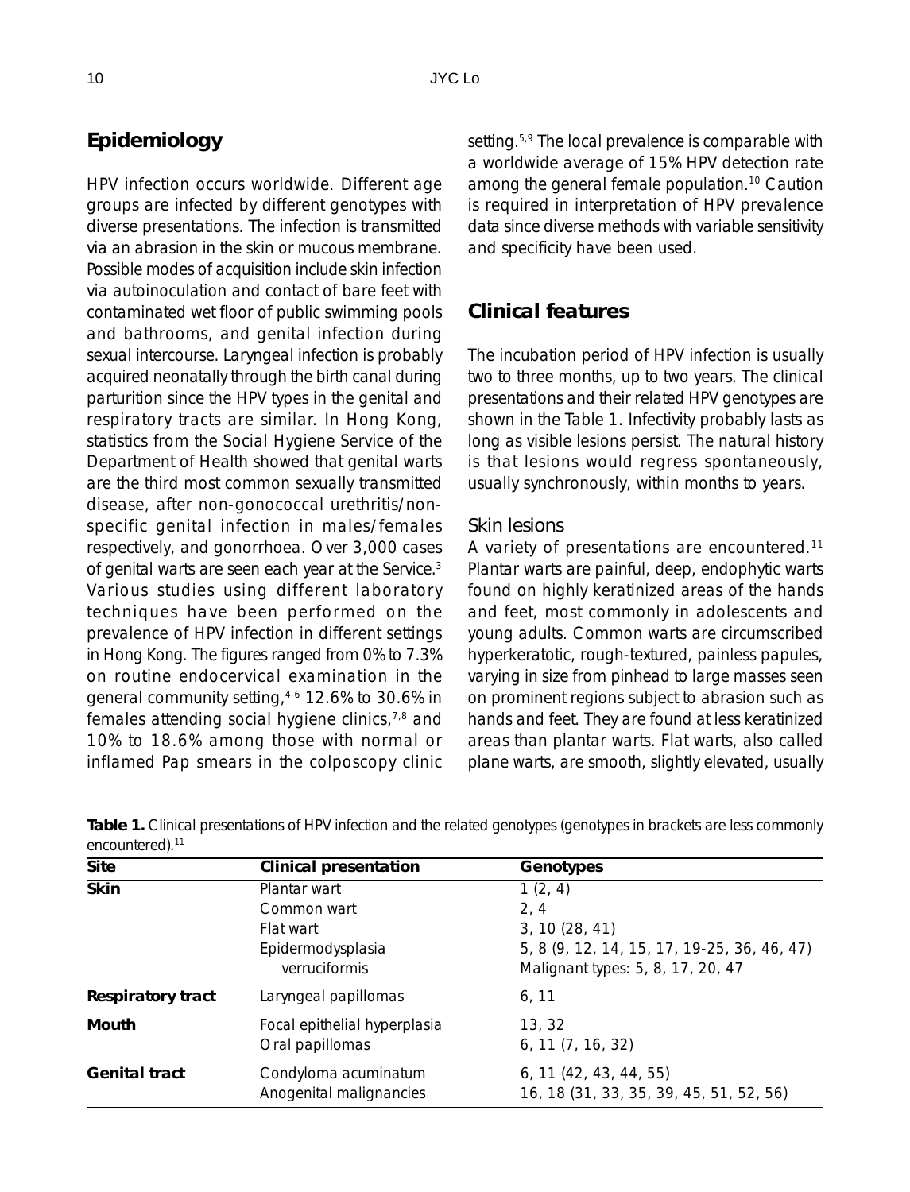## Epidemiology

HPV infection occurs worldwide. Different age groups are infected by different genotypes with diverse presentations. The infection is transmitted via an abrasion in the skin or mucous membrane. Possible modes of acquisition include skin infection via autoinoculation and contact of bare feet with contaminated wet floor of public swimming pools and bathrooms, and genital infection during sexual intercourse. Laryngeal infection is probably acquired neonatally through the birth canal during parturition since the HPV types in the genital and respiratory tracts are similar. In Hong Kong, statistics from the Social Hygiene Service of the Department of Health showed that genital warts are the third most common sexually transmitted disease, after non-gonococcal urethritis/non-specific genital infection in males/females respectively, and gonorrhoea. Over 3,000 cases of genital warts are seen each year at the Service.[3] Various studies using different laboratory techniques have been performed on the prevalence of HPV infection in different settings in Hong Kong. The figures ranged from 0% to 7.3% on routine endocervical examination in the general community setting,[4-6] 12.6% to 30.6% in females attending social hygiene clinics,[7,8] and 10% to 18.6% among those with normal or inflamed Pap smears in the colposcopy clinic setting.[5,9] The local prevalence is comparable with a worldwide average of 15% HPV detection rate among the general female population.[10] Caution is required in interpretation of HPV prevalence data since diverse methods with variable sensitivity and specificity have been used.

## Clinical features

The incubation period of HPV infection is usually two to three months, up to two years. The clinical presentations and their related HPV genotypes are shown in the Table 1. Infectivity probably lasts as long as visible lesions persist. The natural history is that lesions would regress spontaneously, usually synchronously, within months to years.

### Skin lesions

A variety of presentations are encountered.[11] Plantar warts are painful, deep, endophytic warts found on highly keratinized areas of the hands and feet, most commonly in adolescents and young adults. Common warts are circumscribed hyperkeratotic, rough-textured, painless papules, varying in size from pinhead to large masses seen on prominent regions subject to abrasion such as hands and feet. They are found at less keratinized areas than plantar warts. Flat warts, also called plane warts, are smooth, slightly elevated, usually

**Table 1.** Clinical presentations of HPV infection and the related genotypes (genotypes in brackets are less commonly encountered).[11]

| Site | Clinical presentation | Genotypes |
|---|---|---|
| **Skin** | Plantar wart | 1 (2, 4) |
| | Common wart | 2, 4 |
| | Flat wart | 3, 10 (28, 41) |
| | Epidermodysplasia verruciformis | 5, 8 (9, 12, 14, 15, 17, 19-25, 36, 46, 47)<br>Malignant types: 5, 8, 17, 20, 47 |
| **Respiratory tract** | Laryngeal papillomas | 6, 11 |
| **Mouth** | Focal epithelial hyperplasia | 13, 32 |
| | Oral papillomas | 6, 11 (7, 16, 32) |
| **Genital tract** | Condyloma acuminatum | 6, 11 (42, 43, 44, 55) |
| | Anogenital malignancies | 16, 18 (31, 33, 35, 39, 45, 51, 52, 56) |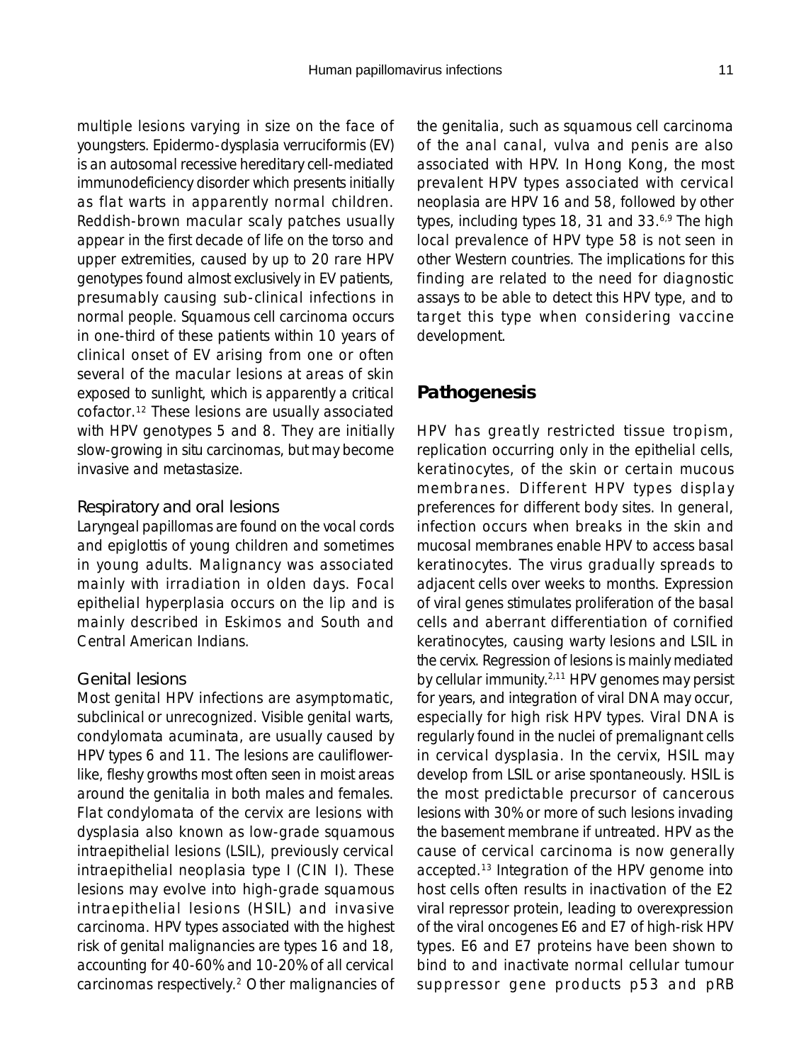multiple lesions varying in size on the face of youngsters. Epidermo-dysplasia verruciformis (EV) is an autosomal recessive hereditary cell-mediated immunodeficiency disorder which presents initially as flat warts in apparently normal children. Reddish-brown macular scaly patches usually appear in the first decade of life on the torso and upper extremities, caused by up to 20 rare HPV genotypes found almost exclusively in EV patients, presumably causing sub-clinical infections in normal people. Squamous cell carcinoma occurs in one-third of these patients within 10 years of clinical onset of EV arising from one or often several of the macular lesions at areas of skin exposed to sunlight, which is apparently a critical cofactor.[12] These lesions are usually associated with HPV genotypes 5 and 8. They are initially slow-growing in situ carcinomas, but may become invasive and metastasize.

### Respiratory and oral lesions

Laryngeal papillomas are found on the vocal cords and epiglottis of young children and sometimes in young adults. Malignancy was associated mainly with irradiation in olden days. Focal epithelial hyperplasia occurs on the lip and is mainly described in Eskimos and South and Central American Indians.

### Genital lesions

Most genital HPV infections are asymptomatic, subclinical or unrecognized. Visible genital warts, condylomata acuminata, are usually caused by HPV types 6 and 11. The lesions are cauliflower-like, fleshy growths most often seen in moist areas around the genitalia in both males and females. Flat condylomata of the cervix are lesions with dysplasia also known as low-grade squamous intraepithelial lesions (LSIL), previously cervical intraepithelial neoplasia type I (CIN I). These lesions may evolve into high-grade squamous intraepithelial lesions (HSIL) and invasive carcinoma. HPV types associated with the highest risk of genital malignancies are types 16 and 18, accounting for 40-60% and 10-20% of all cervical carcinomas respectively.[2] Other malignancies of the genitalia, such as squamous cell carcinoma of the anal canal, vulva and penis are also associated with HPV. In Hong Kong, the most prevalent HPV types associated with cervical neoplasia are HPV 16 and 58, followed by other types, including types 18, 31 and 33.[6,9] The high local prevalence of HPV type 58 is not seen in other Western countries. The implications for this finding are related to the need for diagnostic assays to be able to detect this HPV type, and to target this type when considering vaccine development.

## Pathogenesis

HPV has greatly restricted tissue tropism, replication occurring only in the epithelial cells, keratinocytes, of the skin or certain mucous membranes. Different HPV types display preferences for different body sites. In general, infection occurs when breaks in the skin and mucosal membranes enable HPV to access basal keratinocytes. The virus gradually spreads to adjacent cells over weeks to months. Expression of viral genes stimulates proliferation of the basal cells and aberrant differentiation of cornified keratinocytes, causing warty lesions and LSIL in the cervix. Regression of lesions is mainly mediated by cellular immunity.[2,11] HPV genomes may persist for years, and integration of viral DNA may occur, especially for high risk HPV types. Viral DNA is regularly found in the nuclei of premalignant cells in cervical dysplasia. In the cervix, HSIL may develop from LSIL or arise spontaneously. HSIL is the most predictable precursor of cancerous lesions with 30% or more of such lesions invading the basement membrane if untreated. HPV as the cause of cervical carcinoma is now generally accepted.[13] Integration of the HPV genome into host cells often results in inactivation of the E2 viral repressor protein, leading to overexpression of the viral oncogenes E6 and E7 of high-risk HPV types. E6 and E7 proteins have been shown to bind to and inactivate normal cellular tumour suppressor gene products p53 and pRB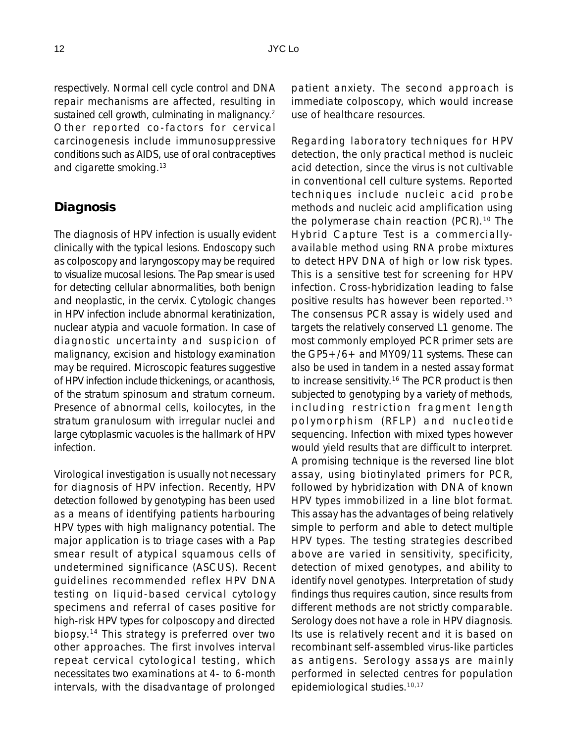respectively. Normal cell cycle control and DNA repair mechanisms are affected, resulting in sustained cell growth, culminating in malignancy.[2] Other reported co-factors for cervical carcinogenesis include immunosuppressive conditions such as AIDS, use of oral contraceptives and cigarette smoking.[13]

## Diagnosis

The diagnosis of HPV infection is usually evident clinically with the typical lesions. Endoscopy such as colposcopy and laryngoscopy may be required to visualize mucosal lesions. The Pap smear is used for detecting cellular abnormalities, both benign and neoplastic, in the cervix. Cytologic changes in HPV infection include abnormal keratinization, nuclear atypia and vacuole formation. In case of diagnostic uncertainty and suspicion of malignancy, excision and histology examination may be required. Microscopic features suggestive of HPV infection include thickenings, or acanthosis, of the stratum spinosum and stratum corneum. Presence of abnormal cells, koilocytes, in the stratum granulosum with irregular nuclei and large cytoplasmic vacuoles is the hallmark of HPV infection.

Virological investigation is usually not necessary for diagnosis of HPV infection. Recently, HPV detection followed by genotyping has been used as a means of identifying patients harbouring HPV types with high malignancy potential. The major application is to triage cases with a Pap smear result of atypical squamous cells of undetermined significance (ASCUS). Recent guidelines recommended reflex HPV DNA testing on liquid-based cervical cytology specimens and referral of cases positive for high-risk HPV types for colposcopy and directed biopsy.[14] This strategy is preferred over two other approaches. The first involves interval repeat cervical cytological testing, which necessitates two examinations at 4- to 6-month intervals, with the disadvantage of prolonged patient anxiety. The second approach is immediate colposcopy, which would increase use of healthcare resources.

Regarding laboratory techniques for HPV detection, the only practical method is nucleic acid detection, since the virus is not cultivable in conventional cell culture systems. Reported techniques include nucleic acid probe methods and nucleic acid amplification using the polymerase chain reaction (PCR).[10] The Hybrid Capture Test is a commercially-available method using RNA probe mixtures to detect HPV DNA of high or low risk types. This is a sensitive test for screening for HPV infection. Cross-hybridization leading to false positive results has however been reported.[15] The consensus PCR assay is widely used and targets the relatively conserved L1 genome. The most commonly employed PCR primer sets are the GP5+/6+ and MY09/11 systems. These can also be used in tandem in a nested assay format to increase sensitivity.[16] The PCR product is then subjected to genotyping by a variety of methods, including restriction fragment length polymorphism (RFLP) and nucleotide sequencing. Infection with mixed types however would yield results that are difficult to interpret. A promising technique is the reversed line blot assay, using biotinylated primers for PCR, followed by hybridization with DNA of known HPV types immobilized in a line blot format. This assay has the advantages of being relatively simple to perform and able to detect multiple HPV types. The testing strategies described above are varied in sensitivity, specificity, detection of mixed genotypes, and ability to identify novel genotypes. Interpretation of study findings thus requires caution, since results from different methods are not strictly comparable. Serology does not have a role in HPV diagnosis. Its use is relatively recent and it is based on recombinant self-assembled virus-like particles as antigens. Serology assays are mainly performed in selected centres for population epidemiological studies.[10,17]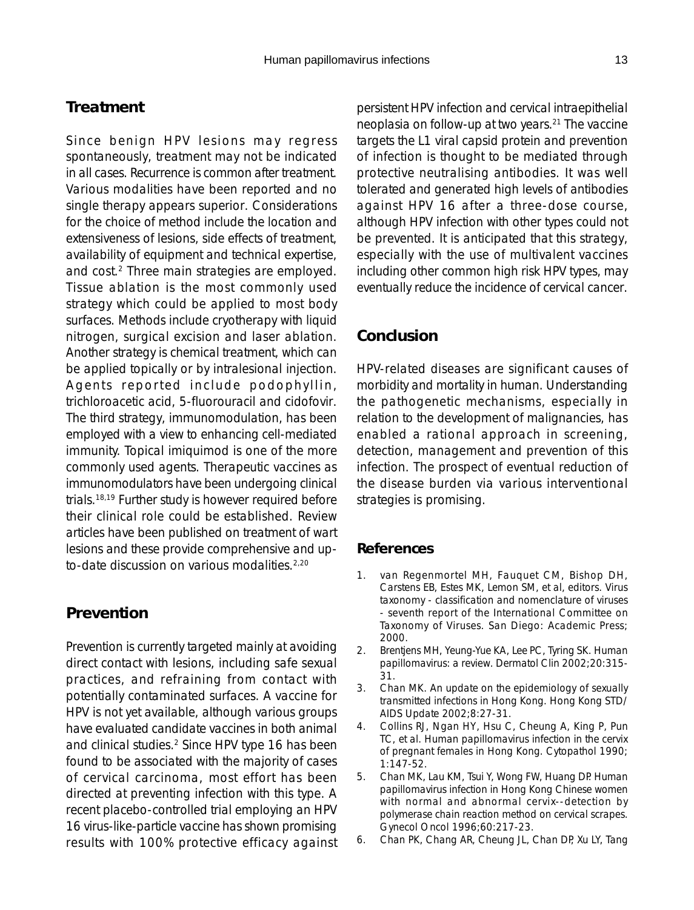## Treatment

Since benign HPV lesions may regress spontaneously, treatment may not be indicated in all cases. Recurrence is common after treatment. Various modalities have been reported and no single therapy appears superior. Considerations for the choice of method include the location and extensiveness of lesions, side effects of treatment, availability of equipment and technical expertise, and cost.[2] Three main strategies are employed. Tissue ablation is the most commonly used strategy which could be applied to most body surfaces. Methods include cryotherapy with liquid nitrogen, surgical excision and laser ablation. Another strategy is chemical treatment, which can be applied topically or by intralesional injection. Agents reported include podophyllin, trichloroacetic acid, 5-fluorouracil and cidofovir. The third strategy, immunomodulation, has been employed with a view to enhancing cell-mediated immunity. Topical imiquimod is one of the more commonly used agents. Therapeutic vaccines as immunomodulators have been undergoing clinical trials.[18,19] Further study is however required before their clinical role could be established. Review articles have been published on treatment of wart lesions and these provide comprehensive and up-to-date discussion on various modalities.[2,20]

## Prevention

Prevention is currently targeted mainly at avoiding direct contact with lesions, including safe sexual practices, and refraining from contact with potentially contaminated surfaces. A vaccine for HPV is not yet available, although various groups have evaluated candidate vaccines in both animal and clinical studies.[2] Since HPV type 16 has been found to be associated with the majority of cases of cervical carcinoma, most effort has been directed at preventing infection with this type. A recent placebo-controlled trial employing an HPV 16 virus-like-particle vaccine has shown promising results with 100% protective efficacy against persistent HPV infection and cervical intraepithelial neoplasia on follow-up at two years.[21] The vaccine targets the L1 viral capsid protein and prevention of infection is thought to be mediated through protective neutralising antibodies. It was well tolerated and generated high levels of antibodies against HPV 16 after a three-dose course, although HPV infection with other types could not be prevented. It is anticipated that this strategy, especially with the use of multivalent vaccines including other common high risk HPV types, may eventually reduce the incidence of cervical cancer.

## Conclusion

HPV-related diseases are significant causes of morbidity and mortality in human. Understanding the pathogenetic mechanisms, especially in relation to the development of malignancies, has enabled a rational approach in screening, detection, management and prevention of this infection. The prospect of eventual reduction of the disease burden via various interventional strategies is promising.

## References

1. van Regenmortel MH, Fauquet CM, Bishop DH, Carstens EB, Estes MK, Lemon SM, et al, editors. Virus taxonomy - classification and nomenclature of viruses - seventh report of the International Committee on Taxonomy of Viruses. San Diego: Academic Press; 2000.
2. Brentjens MH, Yeung-Yue KA, Lee PC, Tyring SK. Human papillomavirus: a review. Dermatol Clin 2002;20:315-31.
3. Chan MK. An update on the epidemiology of sexually transmitted infections in Hong Kong. Hong Kong STD/AIDS Update 2002;8:27-31.
4. Collins RJ, Ngan HY, Hsu C, Cheung A, King P, Pun TC, et al. Human papillomavirus infection in the cervix of pregnant females in Hong Kong. Cytopathol 1990; 1:147-52.
5. Chan MK, Lau KM, Tsui Y, Wong FW, Huang DP. Human papillomavirus infection in Hong Kong Chinese women with normal and abnormal cervix--detection by polymerase chain reaction method on cervical scrapes. Gynecol Oncol 1996;60:217-23.
6. Chan PK, Chang AR, Cheung JL, Chan DP, Xu LY, Tang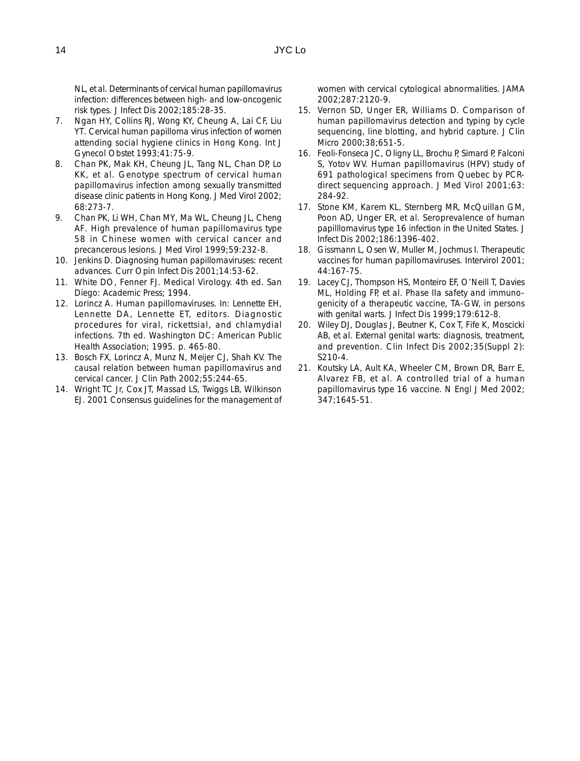NL, et al. Determinants of cervical human papillomavirus infection: differences between high- and low-oncogenic risk types. J Infect Dis 2002;185:28-35.

7. Ngan HY, Collins RJ, Wong KY, Cheung A, Lai CF, Liu YT. Cervical human papilloma virus infection of women attending social hygiene clinics in Hong Kong. Int J Gynecol Obstet 1993;41:75-9.
8. Chan PK, Mak KH, Cheung JL, Tang NL, Chan DP, Lo KK, et al. Genotype spectrum of cervical human papillomavirus infection among sexually transmitted disease clinic patients in Hong Kong. J Med Virol 2002; 68:273-7.
9. Chan PK, Li WH, Chan MY, Ma WL, Cheung JL, Cheng AF. High prevalence of human papillomavirus type 58 in Chinese women with cervical cancer and precancerous lesions. J Med Virol 1999;59:232-8.
10. Jenkins D. Diagnosing human papillomaviruses: recent advances. Curr Opin Infect Dis 2001;14:53-62.
11. White DO, Fenner FJ. Medical Virology. 4th ed. San Diego: Academic Press; 1994.
12. Lorincz A. Human papillomaviruses. In: Lennette EH, Lennette DA, Lennette ET, editors. Diagnostic procedures for viral, rickettsial, and chlamydial infections. 7th ed. Washington DC: American Public Health Association; 1995. p. 465-80.
13. Bosch FX, Lorincz A, Munz N, Meijer CJ, Shah KV. The causal relation between human papillomavirus and cervical cancer. J Clin Path 2002;55:244-65.
14. Wright TC Jr, Cox JT, Massad LS, Twiggs LB, Wilkinson EJ. 2001 Consensus guidelines for the management of women with cervical cytological abnormalities. JAMA 2002;287:2120-9.
15. Vernon SD, Unger ER, Williams D. Comparison of human papillomavirus detection and typing by cycle sequencing, line blotting, and hybrid capture. J Clin Micro 2000;38;651-5.
16. Feoli-Fonseca JC, Oligny LL, Brochu P, Simard P, Falconi S, Yotov WV. Human papillomavirus (HPV) study of 691 pathological specimens from Quebec by PCR-direct sequencing approach. J Med Virol 2001;63: 284-92.
17. Stone KM, Karem KL, Sternberg MR, McQuillan GM, Poon AD, Unger ER, et al. Seroprevalence of human papilllomavirus type 16 infection in the United States. J Infect Dis 2002;186:1396-402.
18. Gissmann L, Osen W, Muller M, Jochmus I. Therapeutic vaccines for human papillomaviruses. Intervirol 2001; 44:167-75.
19. Lacey CJ, Thompson HS, Monteiro EF, O'Neill T, Davies ML, Holding FP, et al. Phase IIa safety and immunogenicity of a therapeutic vaccine, TA-GW, in persons with genital warts. J Infect Dis 1999;179:612-8.
20. Wiley DJ, Douglas J, Beutner K, Cox T, Fife K, Moscicki AB, et al. External genital warts: diagnosis, treatment, and prevention. Clin Infect Dis 2002;35(Suppl 2): S210-4.
21. Koutsky LA, Ault KA, Wheeler CM, Brown DR, Barr E, Alvarez FB, et al. A controlled trial of a human papillomavirus type 16 vaccine. N Engl J Med 2002; 347;1645-51.